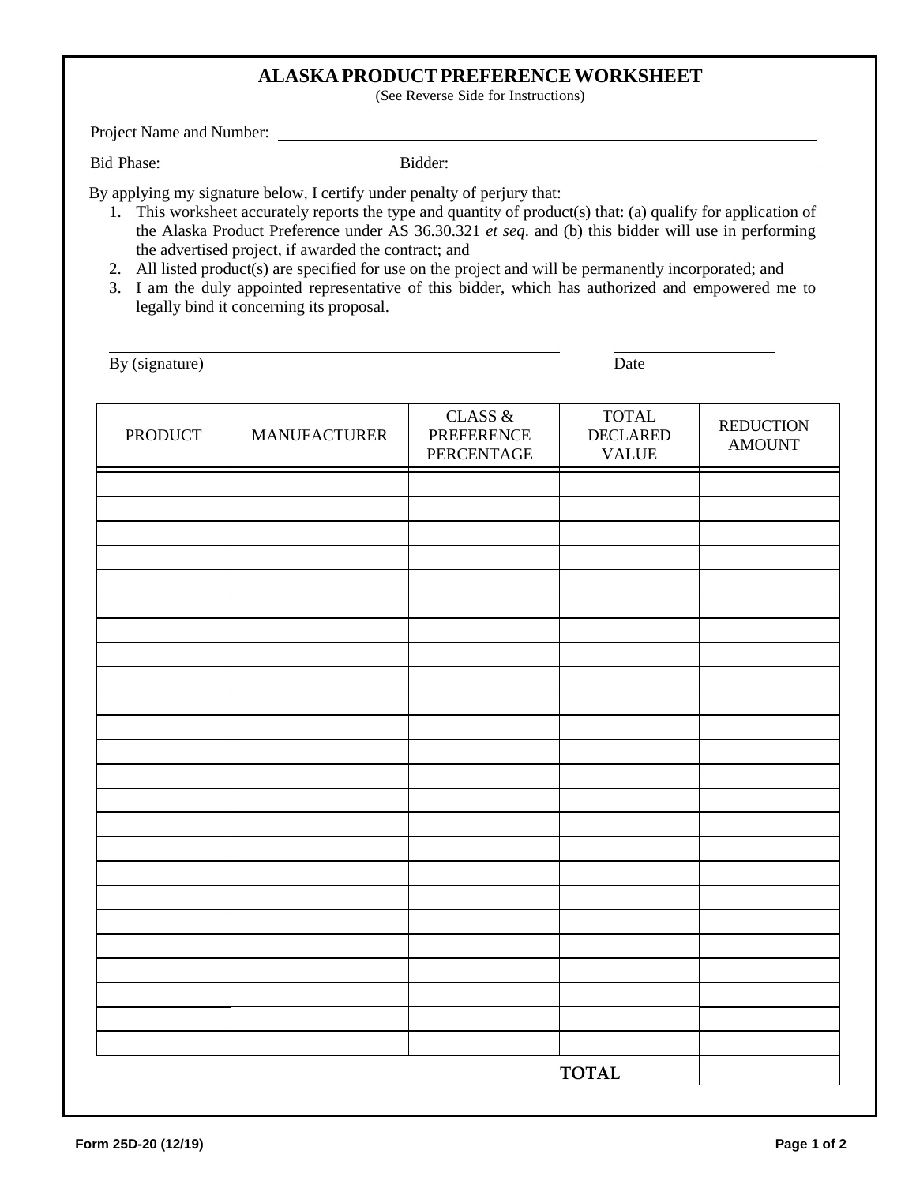# ALASKA PRODUCT PREFERENCE WORKSHEET

(See Reverse Side for Instructions)

Project Name and Number: ______________________________________________

Bid Phase: ____________________________ Bidder: ____________________________

By applying my signature below, I certify under penalty of perjury that:

1. This worksheet accurately reports the type and quantity of product(s) that: (a) qualify for application of the Alaska Product Preference under AS 36.30.321 *et seq*. and (b) this bidder will use in performing the advertised project, if awarded the contract; and
2. All listed product(s) are specified for use on the project and will be permanently incorporated; and
3. I am the duly appointed representative of this bidder, which has authorized and empowered me to legally bind it concerning its proposal.

______________________________________________ ____________________

By (signature) Date

| PRODUCT | MANUFACTURER | CLASS & PREFERENCE PERCENTAGE | TOTAL DECLARED VALUE | REDUCTION AMOUNT |
|---|---|---|---|---|
| | | | | |
| | | | | |
| | | | | |
| | | | | |
| | | | | |
| | | | | |
| | | | | |
| | | | | |
| | | | | |
| | | | | |
| | | | | |
| | | | | |
| | | | | |
| | | | | |
| | | | | |
| | | | | |
| | | | | |
| | | | | |
| | | | | |
| | | | | |
| | | | | |
| | | | | |
| | | | | |
| | | | | |
| | | | **TOTAL** | |

Form 25D-20 (12/19)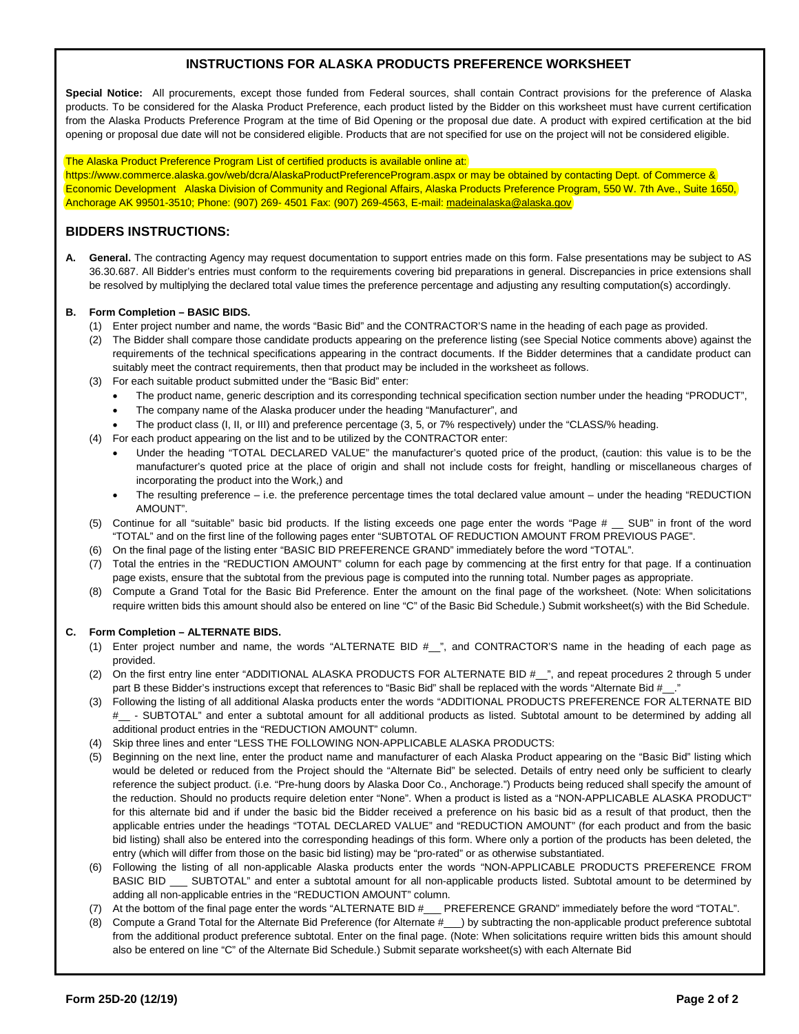## INSTRUCTIONS FOR ALASKA PRODUCTS PREFERENCE WORKSHEET

**Special Notice:** All procurements, except those funded from Federal sources, shall contain Contract provisions for the preference of Alaska products. To be considered for the Alaska Product Preference, each product listed by the Bidder on this worksheet must have current certification from the Alaska Products Preference Program at the time of Bid Opening or the proposal due date. A product with expired certification at the bid opening or proposal due date will not be considered eligible. Products that are not specified for use on the project will not be considered eligible.

The Alaska Product Preference Program List of certified products is available online at: https://www.commerce.alaska.gov/web/dcra/AlaskaProductPreferenceProgram.aspx or may be obtained by contacting Dept. of Commerce & Economic Development Alaska Division of Community and Regional Affairs, Alaska Products Preference Program, 550 W. 7th Ave., Suite 1650, Anchorage AK 99501-3510; Phone: (907) 269- 4501 Fax: (907) 269-4563, E-mail: madeinalaska@alaska.gov

## BIDDERS INSTRUCTIONS:

**A. General.** The contracting Agency may request documentation to support entries made on this form. False presentations may be subject to AS 36.30.687. All Bidder's entries must conform to the requirements covering bid preparations in general. Discrepancies in price extensions shall be resolved by multiplying the declared total value times the preference percentage and adjusting any resulting computation(s) accordingly.

**B. Form Completion – BASIC BIDS.**

(1) Enter project number and name, the words "Basic Bid" and the CONTRACTOR'S name in the heading of each page as provided.

(2) The Bidder shall compare those candidate products appearing on the preference listing (see Special Notice comments above) against the requirements of the technical specifications appearing in the contract documents. If the Bidder determines that a candidate product can suitably meet the contract requirements, then that product may be included in the worksheet as follows.

(3) For each suitable product submitted under the "Basic Bid" enter:

- The product name, generic description and its corresponding technical specification section number under the heading "PRODUCT",
- The company name of the Alaska producer under the heading "Manufacturer", and
- The product class (I, II, or III) and preference percentage (3, 5, or 7% respectively) under the "CLASS/% heading.

(4) For each product appearing on the list and to be utilized by the CONTRACTOR enter:

- Under the heading "TOTAL DECLARED VALUE" the manufacturer's quoted price of the product, (caution: this value is to be the manufacturer's quoted price at the place of origin and shall not include costs for freight, handling or miscellaneous charges of incorporating the product into the Work,) and
- The resulting preference – i.e. the preference percentage times the total declared value amount – under the heading "REDUCTION AMOUNT".

(5) Continue for all "suitable" basic bid products. If the listing exceeds one page enter the words "Page # __ SUB" in front of the word "TOTAL" and on the first line of the following pages enter "SUBTOTAL OF REDUCTION AMOUNT FROM PREVIOUS PAGE".

(6) On the final page of the listing enter "BASIC BID PREFERENCE GRAND" immediately before the word "TOTAL".

(7) Total the entries in the "REDUCTION AMOUNT" column for each page by commencing at the first entry for that page. If a continuation page exists, ensure that the subtotal from the previous page is computed into the running total. Number pages as appropriate.

(8) Compute a Grand Total for the Basic Bid Preference. Enter the amount on the final page of the worksheet. (Note: When solicitations require written bids this amount should also be entered on line "C" of the Basic Bid Schedule.) Submit worksheet(s) with the Bid Schedule.

**C. Form Completion – ALTERNATE BIDS.**

(1) Enter project number and name, the words "ALTERNATE BID #__", and CONTRACTOR'S name in the heading of each page as provided.

(2) On the first entry line enter "ADDITIONAL ALASKA PRODUCTS FOR ALTERNATE BID #__", and repeat procedures 2 through 5 under part B these Bidder's instructions except that references to "Basic Bid" shall be replaced with the words "Alternate Bid #__."

(3) Following the listing of all additional Alaska products enter the words "ADDITIONAL PRODUCTS PREFERENCE FOR ALTERNATE BID #__ - SUBTOTAL" and enter a subtotal amount for all additional products as listed. Subtotal amount to be determined by adding all additional product entries in the "REDUCTION AMOUNT" column.

(4) Skip three lines and enter "LESS THE FOLLOWING NON-APPLICABLE ALASKA PRODUCTS:

(5) Beginning on the next line, enter the product name and manufacturer of each Alaska Product appearing on the "Basic Bid" listing which would be deleted or reduced from the Project should the "Alternate Bid" be selected. Details of entry need only be sufficient to clearly reference the subject product. (i.e. "Pre-hung doors by Alaska Door Co., Anchorage.") Products being reduced shall specify the amount of the reduction. Should no products require deletion enter "None". When a product is listed as a "NON-APPLICABLE ALASKA PRODUCT" for this alternate bid and if under the basic bid the Bidder received a preference on his basic bid as a result of that product, then the applicable entries under the headings "TOTAL DECLARED VALUE" and "REDUCTION AMOUNT" (for each product and from the basic bid listing) shall also be entered into the corresponding headings of this form. Where only a portion of the products has been deleted, the entry (which will differ from those on the basic bid listing) may be "pro-rated" or as otherwise substantiated.

(6) Following the listing of all non-applicable Alaska products enter the words "NON-APPLICABLE PRODUCTS PREFERENCE FROM BASIC BID ___ SUBTOTAL" and enter a subtotal amount for all non-applicable products listed. Subtotal amount to be determined by adding all non-applicable entries in the "REDUCTION AMOUNT" column.

(7) At the bottom of the final page enter the words "ALTERNATE BID #___ PREFERENCE GRAND" immediately before the word "TOTAL".

(8) Compute a Grand Total for the Alternate Bid Preference (for Alternate #___) by subtracting the non-applicable product preference subtotal from the additional product preference subtotal. Enter on the final page. (Note: When solicitations require written bids this amount should also be entered on line "C" of the Alternate Bid Schedule.) Submit separate worksheet(s) with each Alternate Bid

Form 25D-20 (12/19)